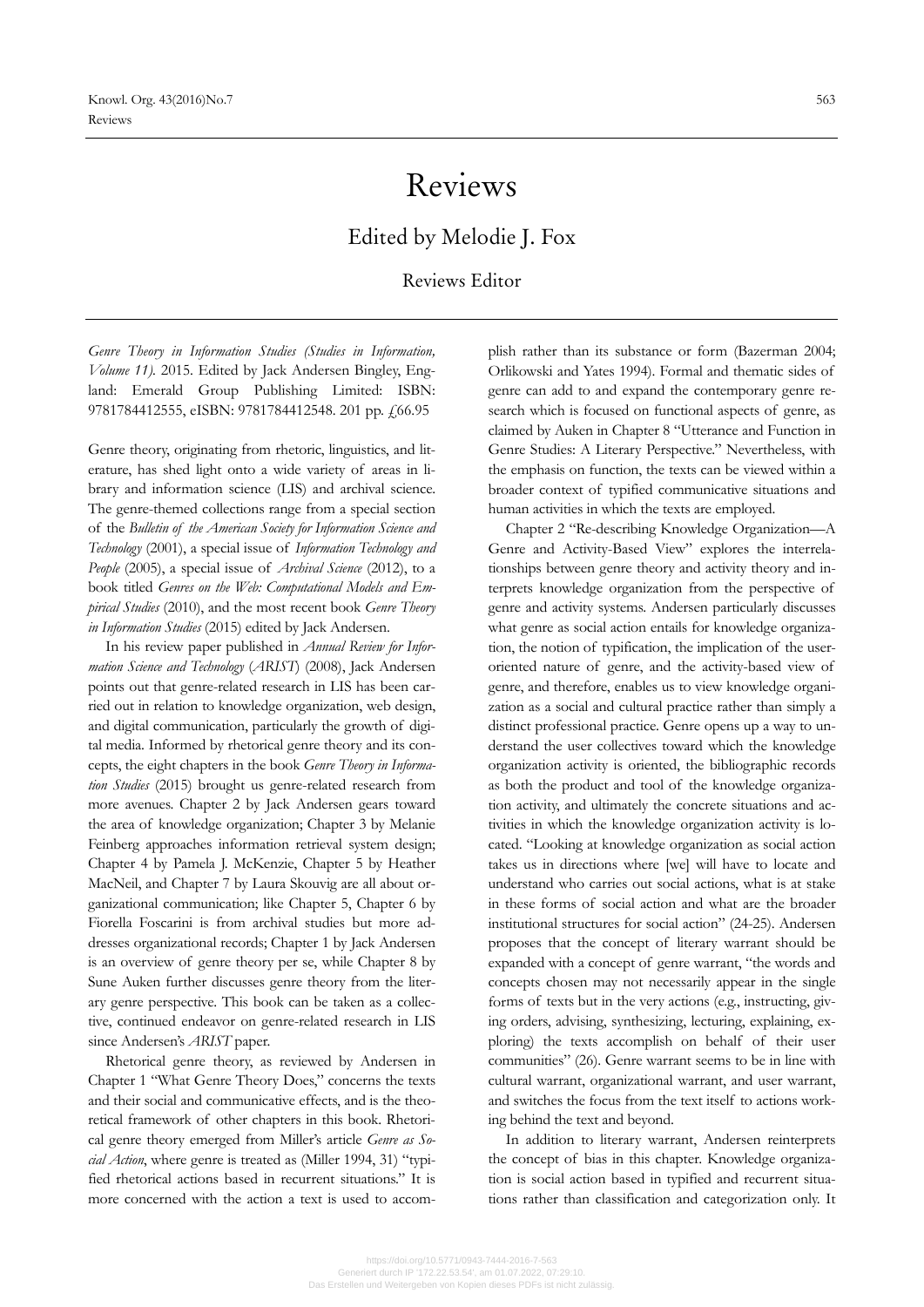# Reviews

## Edited by Melodie J. Fox

### Reviews Editor

*Genre Theory in Information Studies (Studies in Information, Volume 11).* 2015. Edited by Jack Andersen Bingley, England: Emerald Group Publishing Limited: ISBN: 9781784412555, eISBN: 9781784412548. 201 pp. £66.95

Genre theory, originating from rhetoric, linguistics, and literature, has shed light onto a wide variety of areas in library and information science (LIS) and archival science. The genre-themed collections range from a special section of the *Bulletin of the American Society for Information Science and Technology* (2001), a special issue of *Information Technology and People* (2005), a special issue of *Archival Science* (2012), to a book titled *Genres on the Web: Computational Models and Empirical Studies* (2010), and the most recent book *Genre Theory in Information Studies* (2015) edited by Jack Andersen.

In his review paper published in *Annual Review for Information Science and Technology* (*ARIST*) (2008), Jack Andersen points out that genre-related research in LIS has been carried out in relation to knowledge organization, web design, and digital communication, particularly the growth of digital media. Informed by rhetorical genre theory and its concepts, the eight chapters in the book *Genre Theory in Information Studies* (2015) brought us genre-related research from more avenues. Chapter 2 by Jack Andersen gears toward the area of knowledge organization; Chapter 3 by Melanie Feinberg approaches information retrieval system design; Chapter 4 by Pamela J. McKenzie, Chapter 5 by Heather MacNeil, and Chapter 7 by Laura Skouvig are all about organizational communication; like Chapter 5, Chapter 6 by Fiorella Foscarini is from archival studies but more addresses organizational records; Chapter 1 by Jack Andersen is an overview of genre theory per se, while Chapter 8 by Sune Auken further discusses genre theory from the literary genre perspective. This book can be taken as a collective, continued endeavor on genre-related research in LIS since Andersen's *ARIST* paper.

Rhetorical genre theory, as reviewed by Andersen in Chapter 1 "What Genre Theory Does," concerns the texts and their social and communicative effects, and is the theoretical framework of other chapters in this book. Rhetorical genre theory emerged from Miller's article *Genre as Social Action*, where genre is treated as (Miller 1994, 31) "typified rhetorical actions based in recurrent situations." It is more concerned with the action a text is used to accomplish rather than its substance or form (Bazerman 2004; Orlikowski and Yates 1994). Formal and thematic sides of genre can add to and expand the contemporary genre research which is focused on functional aspects of genre, as claimed by Auken in Chapter 8 "Utterance and Function in Genre Studies: A Literary Perspective." Nevertheless, with the emphasis on function, the texts can be viewed within a broader context of typified communicative situations and human activities in which the texts are employed.

Chapter 2 "Re-describing Knowledge Organization—A Genre and Activity-Based View" explores the interrelationships between genre theory and activity theory and interprets knowledge organization from the perspective of genre and activity systems. Andersen particularly discusses what genre as social action entails for knowledge organization, the notion of typification, the implication of the user-oriented nature of genre, and the activity-based view of genre, and therefore, enables us to view knowledge organization as a social and cultural practice rather than simply a distinct professional practice. Genre opens up a way to understand the user collectives toward which the knowledge organization activity is oriented, the bibliographic records as both the product and tool of the knowledge organization activity, and ultimately the concrete situations and activities in which the knowledge organization activity is located. "Looking at knowledge organization as social action takes us in directions where [we] will have to locate and understand who carries out social actions, what is at stake in these forms of social action and what are the broader institutional structures for social action" (24-25). Andersen proposes that the concept of literary warrant should be expanded with a concept of genre warrant, "the words and concepts chosen may not necessarily appear in the single forms of texts but in the very actions (e.g., instructing, giving orders, advising, synthesizing, lecturing, explaining, exploring) the texts accomplish on behalf of their user communities" (26). Genre warrant seems to be in line with cultural warrant, organizational warrant, and user warrant, and switches the focus from the text itself to actions working behind the text and beyond.

In addition to literary warrant, Andersen reinterprets the concept of bias in this chapter. Knowledge organization is social action based in typified and recurrent situations rather than classification and categorization only. It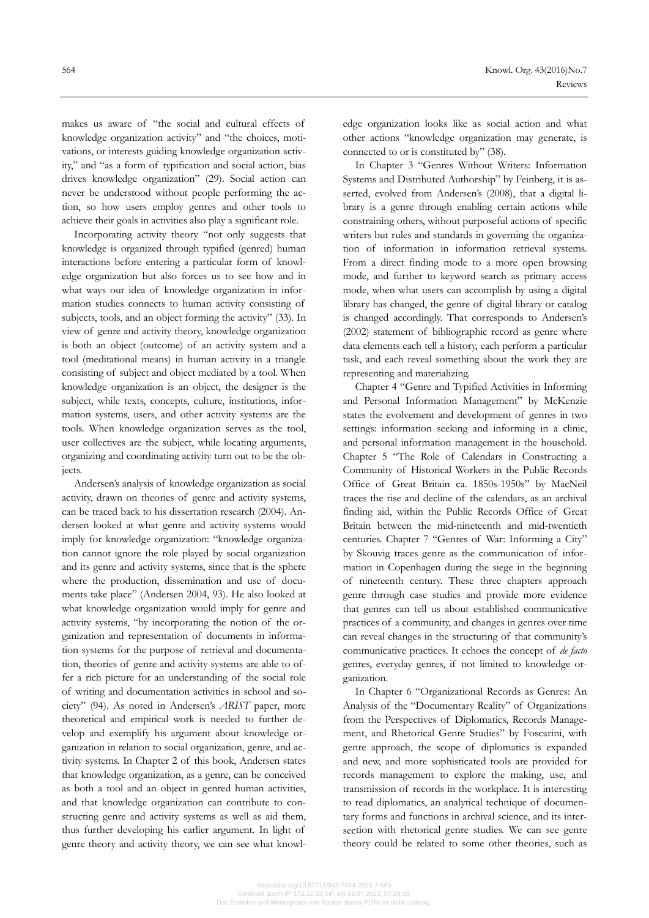makes us aware of "the social and cultural effects of knowledge organization activity" and "the choices, motivations, or interests guiding knowledge organization activity," and "as a form of typification and social action, bias drives knowledge organization" (29). Social action can never be understood without people performing the action, so how users employ genres and other tools to achieve their goals in activities also play a significant role.

Incorporating activity theory "not only suggests that knowledge is organized through typified (genred) human interactions before entering a particular form of knowledge organization but also forces us to see how and in what ways our idea of knowledge organization in information studies connects to human activity consisting of subjects, tools, and an object forming the activity" (33). In view of genre and activity theory, knowledge organization is both an object (outcome) of an activity system and a tool (meditational means) in human activity in a triangle consisting of subject and object mediated by a tool. When knowledge organization is an object, the designer is the subject, while texts, concepts, culture, institutions, information systems, users, and other activity systems are the tools. When knowledge organization serves as the tool, user collectives are the subject, while locating arguments, organizing and coordinating activity turn out to be the objects.

Andersen's analysis of knowledge organization as social activity, drawn on theories of genre and activity systems, can be traced back to his dissertation research (2004). Andersen looked at what genre and activity systems would imply for knowledge organization: "knowledge organization cannot ignore the role played by social organization and its genre and activity systems, since that is the sphere where the production, dissemination and use of documents take place" (Andersen 2004, 93). He also looked at what knowledge organization would imply for genre and activity systems, "by incorporating the notion of the organization and representation of documents in information systems for the purpose of retrieval and documentation, theories of genre and activity systems are able to offer a rich picture for an understanding of the social role of writing and documentation activities in school and society" (94). As noted in Andersen's *ARIST* paper, more theoretical and empirical work is needed to further develop and exemplify his argument about knowledge organization in relation to social organization, genre, and activity systems. In Chapter 2 of this book, Andersen states that knowledge organization, as a genre, can be conceived as both a tool and an object in genred human activities, and that knowledge organization can contribute to constructing genre and activity systems as well as aid them, thus further developing his earlier argument. In light of genre theory and activity theory, we can see what knowledge organization looks like as social action and what other actions "knowledge organization may generate, is connected to or is constituted by" (38).

In Chapter 3 "Genres Without Writers: Information Systems and Distributed Authorship" by Feinberg, it is asserted, evolved from Andersen's (2008), that a digital library is a genre through enabling certain actions while constraining others, without purposeful actions of specific writers but rules and standards in governing the organization of information in information retrieval systems. From a direct finding mode to a more open browsing mode, and further to keyword search as primary access mode, when what users can accomplish by using a digital library has changed, the genre of digital library or catalog is changed accordingly. That corresponds to Andersen's (2002) statement of bibliographic record as genre where data elements each tell a history, each perform a particular task, and each reveal something about the work they are representing and materializing.

Chapter 4 "Genre and Typified Activities in Informing and Personal Information Management" by McKenzie states the evolvement and development of genres in two settings: information seeking and informing in a clinic, and personal information management in the household. Chapter 5 "The Role of Calendars in Constructing a Community of Historical Workers in the Public Records Office of Great Britain ca. 1850s-1950s" by MacNeil traces the rise and decline of the calendars, as an archival finding aid, within the Public Records Office of Great Britain between the mid-nineteenth and mid-twentieth centuries. Chapter 7 "Genres of War: Informing a City" by Skouvig traces genre as the communication of information in Copenhagen during the siege in the beginning of nineteenth century. These three chapters approach genre through case studies and provide more evidence that genres can tell us about established communicative practices of a community, and changes in genres over time can reveal changes in the structuring of that community's communicative practices. It echoes the concept of *de facto* genres, everyday genres, if not limited to knowledge organization.

In Chapter 6 "Organizational Records as Genres: An Analysis of the "Documentary Reality" of Organizations from the Perspectives of Diplomatics, Records Management, and Rhetorical Genre Studies" by Foscarini, with genre approach, the scope of diplomatics is expanded and new, and more sophisticated tools are provided for records management to explore the making, use, and transmission of records in the workplace. It is interesting to read diplomatics, an analytical technique of documentary forms and functions in archival science, and its intersection with rhetorical genre studies. We can see genre theory could be related to some other theories, such as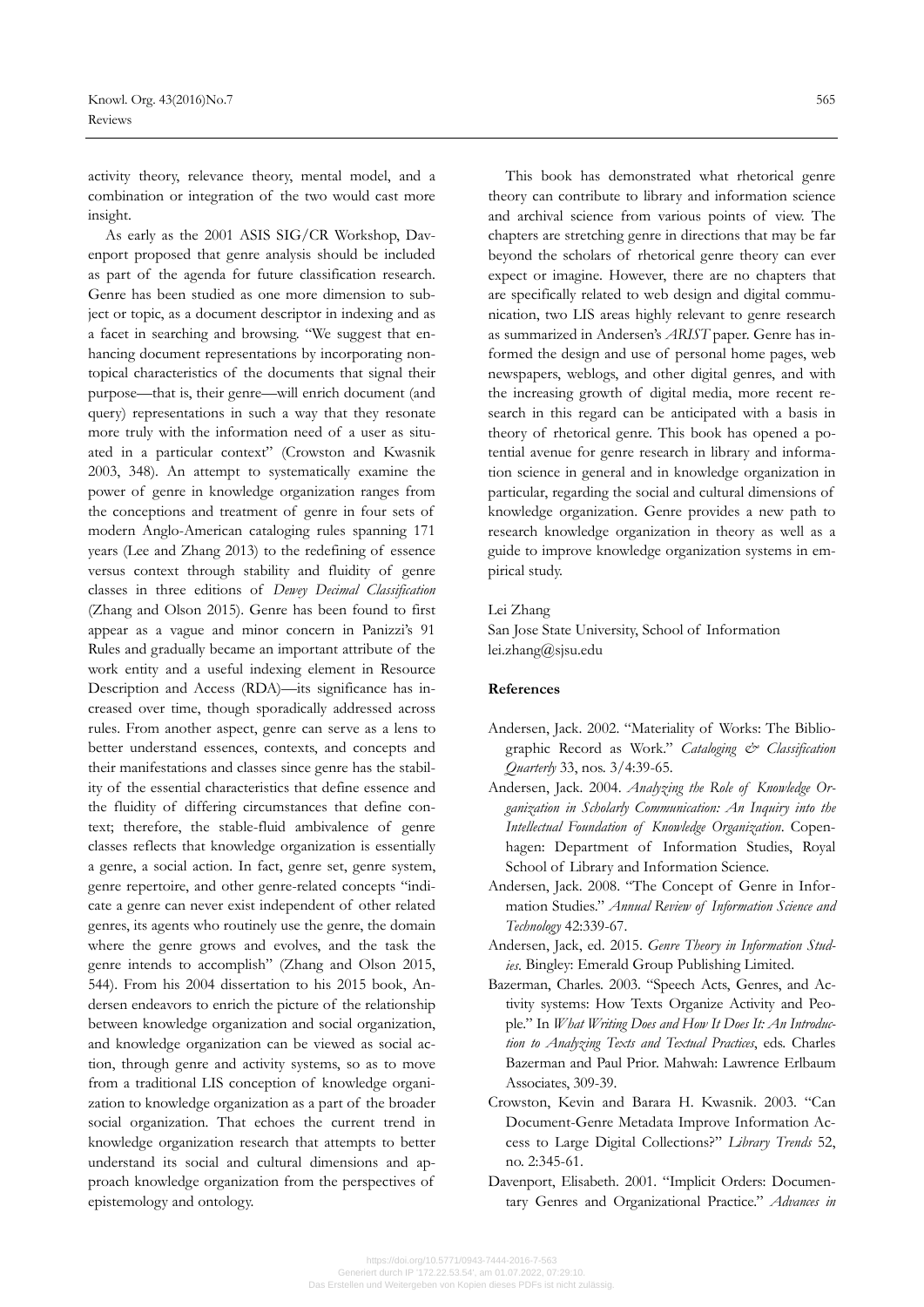activity theory, relevance theory, mental model, and a combination or integration of the two would cast more insight.

As early as the 2001 ASIS SIG/CR Workshop, Davenport proposed that genre analysis should be included as part of the agenda for future classification research. Genre has been studied as one more dimension to subject or topic, as a document descriptor in indexing and as a facet in searching and browsing. "We suggest that enhancing document representations by incorporating nontopical characteristics of the documents that signal their purpose—that is, their genre—will enrich document (and query) representations in such a way that they resonate more truly with the information need of a user as situated in a particular context" (Crowston and Kwasnik 2003, 348). An attempt to systematically examine the power of genre in knowledge organization ranges from the conceptions and treatment of genre in four sets of modern Anglo-American cataloging rules spanning 171 years (Lee and Zhang 2013) to the redefining of essence versus context through stability and fluidity of genre classes in three editions of *Dewey Decimal Classification* (Zhang and Olson 2015). Genre has been found to first appear as a vague and minor concern in Panizzi's 91 Rules and gradually became an important attribute of the work entity and a useful indexing element in Resource Description and Access (RDA)—its significance has increased over time, though sporadically addressed across rules. From another aspect, genre can serve as a lens to better understand essences, contexts, and concepts and their manifestations and classes since genre has the stability of the essential characteristics that define essence and the fluidity of differing circumstances that define context; therefore, the stable-fluid ambivalence of genre classes reflects that knowledge organization is essentially a genre, a social action. In fact, genre set, genre system, genre repertoire, and other genre-related concepts "indicate a genre can never exist independent of other related genres, its agents who routinely use the genre, the domain where the genre grows and evolves, and the task the genre intends to accomplish" (Zhang and Olson 2015, 544). From his 2004 dissertation to his 2015 book, Andersen endeavors to enrich the picture of the relationship between knowledge organization and social organization, and knowledge organization can be viewed as social action, through genre and activity systems, so as to move from a traditional LIS conception of knowledge organization to knowledge organization as a part of the broader social organization. That echoes the current trend in knowledge organization research that attempts to better understand its social and cultural dimensions and approach knowledge organization from the perspectives of epistemology and ontology.

This book has demonstrated what rhetorical genre theory can contribute to library and information science and archival science from various points of view. The chapters are stretching genre in directions that may be far beyond the scholars of rhetorical genre theory can ever expect or imagine. However, there are no chapters that are specifically related to web design and digital communication, two LIS areas highly relevant to genre research as summarized in Andersen's *ARIST* paper. Genre has informed the design and use of personal home pages, web newspapers, weblogs, and other digital genres, and with the increasing growth of digital media, more recent research in this regard can be anticipated with a basis in theory of rhetorical genre. This book has opened a potential avenue for genre research in library and information science in general and in knowledge organization in particular, regarding the social and cultural dimensions of knowledge organization. Genre provides a new path to research knowledge organization in theory as well as a guide to improve knowledge organization systems in empirical study.

Lei Zhang
San Jose State University, School of Information
lei.zhang@sjsu.edu

**References**

Andersen, Jack. 2002. "Materiality of Works: The Bibliographic Record as Work." *Cataloging & Classification Quarterly* 33, nos. 3/4:39-65.

Andersen, Jack. 2004. *Analyzing the Role of Knowledge Organization in Scholarly Communication: An Inquiry into the Intellectual Foundation of Knowledge Organization*. Copenhagen: Department of Information Studies, Royal School of Library and Information Science.

Andersen, Jack. 2008. "The Concept of Genre in Information Studies." *Annual Review of Information Science and Technology* 42:339-67.

Andersen, Jack, ed. 2015. *Genre Theory in Information Studies*. Bingley: Emerald Group Publishing Limited.

Bazerman, Charles. 2003. "Speech Acts, Genres, and Activity systems: How Texts Organize Activity and People." In *What Writing Does and How It Does It: An Introduction to Analyzing Texts and Textual Practices*, eds. Charles Bazerman and Paul Prior. Mahwah: Lawrence Erlbaum Associates, 309-39.

Crowston, Kevin and Barara H. Kwasnik. 2003. "Can Document-Genre Metadata Improve Information Access to Large Digital Collections?" *Library Trends* 52, no. 2:345-61.

Davenport, Elisabeth. 2001. "Implicit Orders: Documentary Genres and Organizational Practice." *Advances in*